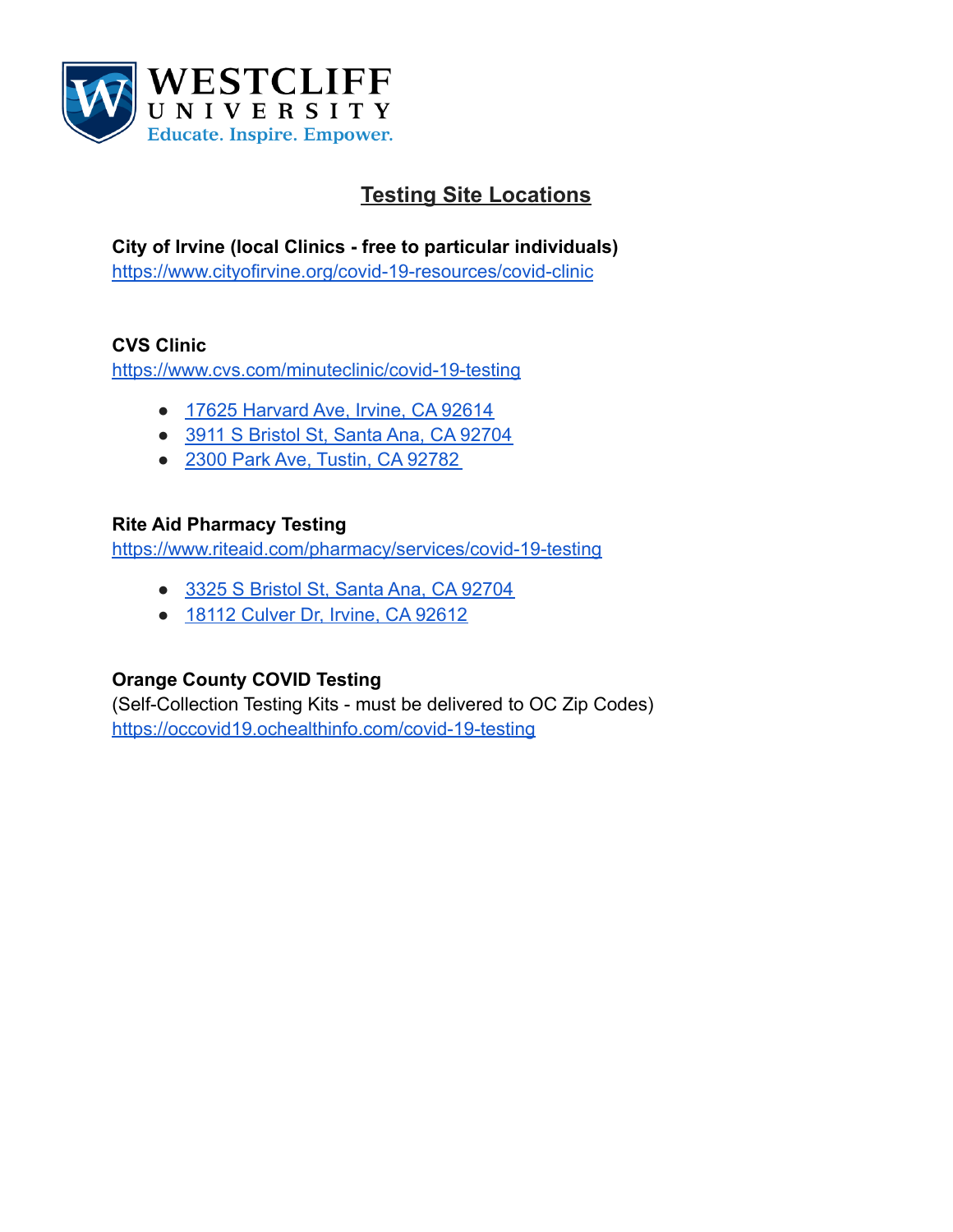WESTCLIFF UNIVERSITY
Educate. Inspire. Empower.

## Testing Site Locations

**City of Irvine (local Clinics - free to particular individuals)**
https://www.cityofirvine.org/covid-19-resources/covid-clinic

**CVS Clinic**
https://www.cvs.com/minuteclinic/covid-19-testing

- 17625 Harvard Ave, Irvine, CA 92614
- 3911 S Bristol St, Santa Ana, CA 92704
- 2300 Park Ave, Tustin, CA 92782

**Rite Aid Pharmacy Testing**
https://www.riteaid.com/pharmacy/services/covid-19-testing

- 3325 S Bristol St, Santa Ana, CA 92704
- 18112 Culver Dr, Irvine, CA 92612

**Orange County COVID Testing**
(Self-Collection Testing Kits - must be delivered to OC Zip Codes)
https://occovid19.ochealthinfo.com/covid-19-testing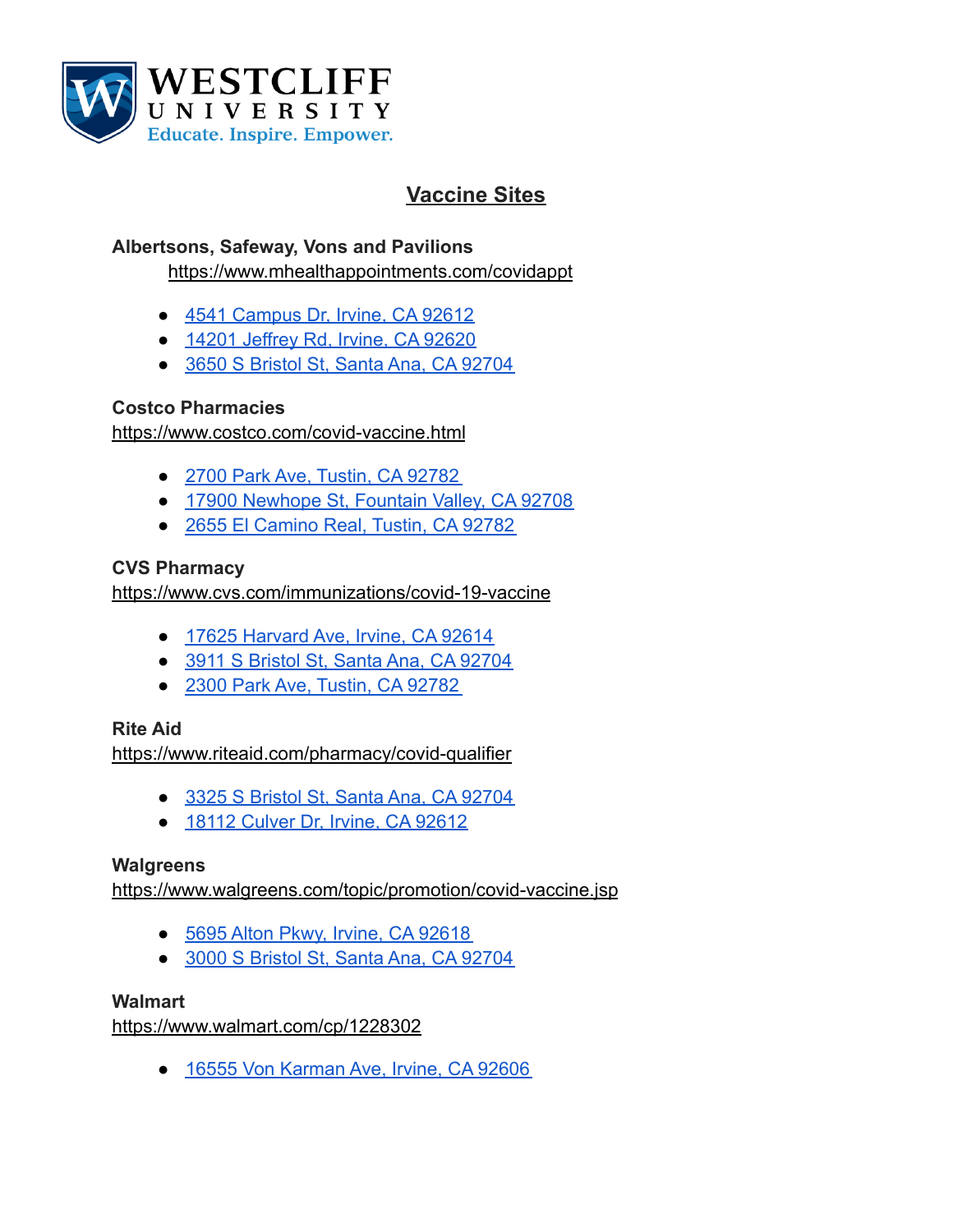WESTCLIFF UNIVERSITY
Educate. Inspire. Empower.

## Vaccine Sites

**Albertsons, Safeway, Vons and Pavilions**
https://www.mhealthappointments.com/covidappt

- 4541 Campus Dr, Irvine, CA 92612
- 14201 Jeffrey Rd, Irvine, CA 92620
- 3650 S Bristol St, Santa Ana, CA 92704

**Costco Pharmacies**
https://www.costco.com/covid-vaccine.html

- 2700 Park Ave, Tustin, CA 92782
- 17900 Newhope St, Fountain Valley, CA 92708
- 2655 El Camino Real, Tustin, CA 92782

**CVS Pharmacy**
https://www.cvs.com/immunizations/covid-19-vaccine

- 17625 Harvard Ave, Irvine, CA 92614
- 3911 S Bristol St, Santa Ana, CA 92704
- 2300 Park Ave, Tustin, CA 92782

**Rite Aid**
https://www.riteaid.com/pharmacy/covid-qualifier

- 3325 S Bristol St, Santa Ana, CA 92704
- 18112 Culver Dr, Irvine, CA 92612

**Walgreens**
https://www.walgreens.com/topic/promotion/covid-vaccine.jsp

- 5695 Alton Pkwy, Irvine, CA 92618
- 3000 S Bristol St, Santa Ana, CA 92704

**Walmart**
https://www.walmart.com/cp/1228302

- 16555 Von Karman Ave, Irvine, CA 92606